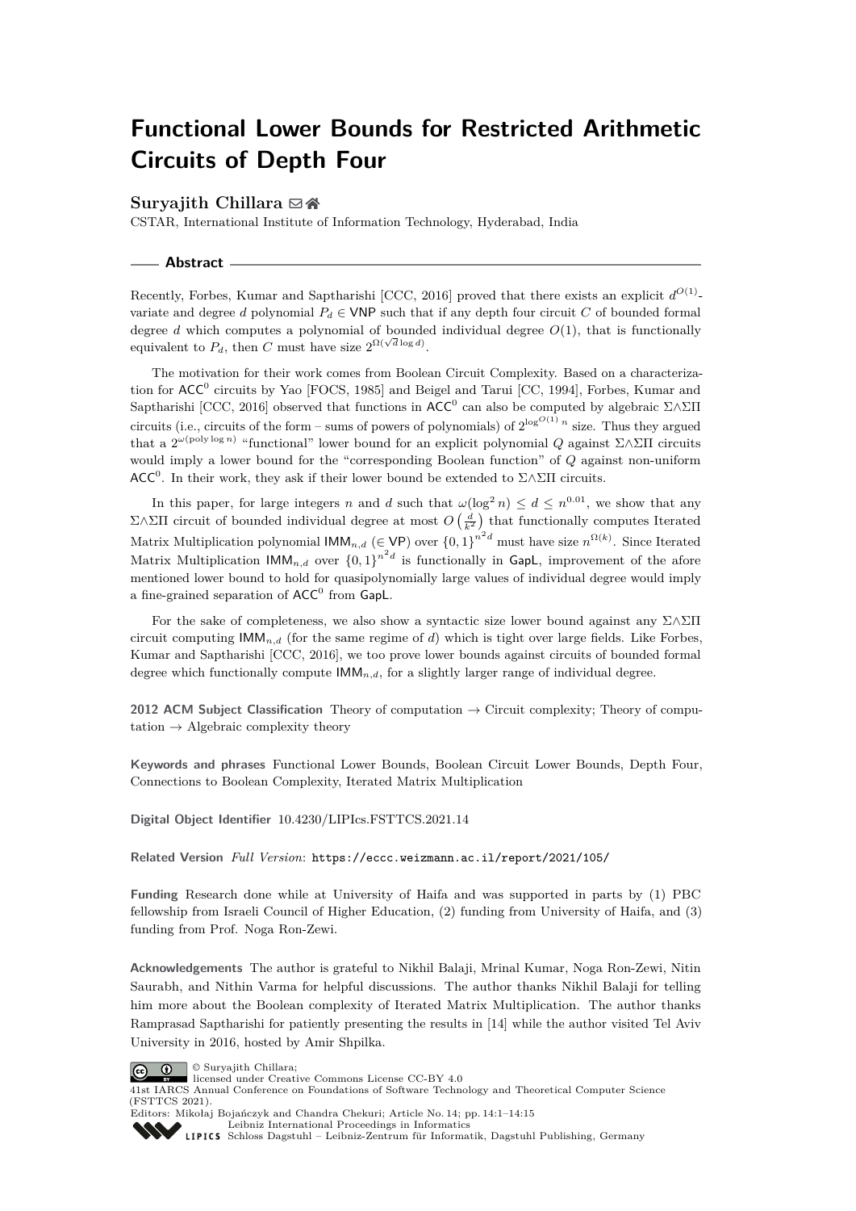# Functional Lower Bounds for Restricted Arithmetic Circuits of Depth Four

**Suryajith Chillara**

CSTAR, International Institute of Information Technology, Hyderabad, India

## Abstract

Recently, Forbes, Kumar and Saptharishi [CCC, 2016] proved that there exists an explicit $d^{O(1)}$-variate and degree $d$ polynomial $P_d \in \mathsf{VNP}$ such that if any depth four circuit $C$ of bounded formal degree $d$ which computes a polynomial of bounded individual degree $O(1)$, that is functionally equivalent to $P_d$, then $C$ must have size $2^{\Omega(\sqrt{d}\log d)}$.

The motivation for their work comes from Boolean Circuit Complexity. Based on a characterization for $\mathsf{ACC}^0$ circuits by Yao [FOCS, 1985] and Beigel and Tarui [CC, 1994], Forbes, Kumar and Saptharishi [CCC, 2016] observed that functions in $\mathsf{ACC}^0$ can also be computed by algebraic $\Sigma\wedge\Sigma\Pi$ circuits (i.e., circuits of the form – sums of powers of polynomials) of $2^{\log^{O(1)} n}$ size. Thus they argued that a $2^{\omega(\text{poly}\log n)}$ "functional" lower bound for an explicit polynomial $Q$ against $\Sigma\wedge\Sigma\Pi$ circuits would imply a lower bound for the "corresponding Boolean function" of $Q$ against non-uniform $\mathsf{ACC}^0$. In their work, they ask if their lower bound be extended to $\Sigma\wedge\Sigma\Pi$ circuits.

In this paper, for large integers $n$ and $d$ such that $\omega(\log^2 n) \leq d \leq n^{0.01}$, we show that any $\Sigma\wedge\Sigma\Pi$ circuit of bounded individual degree at most $O\left(\frac{d}{k^2}\right)$ that functionally computes Iterated Matrix Multiplication polynomial $\mathsf{IMM}_{n,d}$ ($\in \mathsf{VP}$) over $\{0,1\}^{n^2 d}$ must have size $n^{\Omega(k)}$. Since Iterated Matrix Multiplication $\mathsf{IMM}_{n,d}$ over $\{0,1\}^{n^2 d}$ is functionally in $\mathsf{GapL}$, improvement of the afore mentioned lower bound to hold for quasipolynomially large values of individual degree would imply a fine-grained separation of $\mathsf{ACC}^0$ from $\mathsf{GapL}$.

For the sake of completeness, we also show a syntactic size lower bound against any $\Sigma\wedge\Sigma\Pi$ circuit computing $\mathsf{IMM}_{n,d}$ (for the same regime of $d$) which is tight over large fields. Like Forbes, Kumar and Saptharishi [CCC, 2016], we too prove lower bounds against circuits of bounded formal degree which functionally compute $\mathsf{IMM}_{n,d}$, for a slightly larger range of individual degree.

**2012 ACM Subject Classification** Theory of computation → Circuit complexity; Theory of computation → Algebraic complexity theory

**Keywords and phrases** Functional Lower Bounds, Boolean Circuit Lower Bounds, Depth Four, Connections to Boolean Complexity, Iterated Matrix Multiplication

**Digital Object Identifier** 10.4230/LIPIcs.FSTTCS.2021.14

**Related Version** *Full Version*: https://eccc.weizmann.ac.il/report/2021/105/

**Funding** Research done while at University of Haifa and was supported in parts by (1) PBC fellowship from Israeli Council of Higher Education, (2) funding from University of Haifa, and (3) funding from Prof. Noga Ron-Zewi.

**Acknowledgements** The author is grateful to Nikhil Balaji, Mrinal Kumar, Noga Ron-Zewi, Nitin Saurabh, and Nithin Varma for helpful discussions. The author thanks Nikhil Balaji for telling him more about the Boolean complexity of Iterated Matrix Multiplication. The author thanks Ramprasad Saptharishi for patiently presenting the results in [14] while the author visited Tel Aviv University in 2016, hosted by Amir Shpilka.

© Suryajith Chillara;
licensed under Creative Commons License CC-BY 4.0
41st IARCS Annual Conference on Foundations of Software Technology and Theoretical Computer Science (FSTTCS 2021).
Editors: Mikołaj Bojańczyk and Chandra Chekuri; Article No. 14; pp. 14:1–14:15
Leibniz International Proceedings in Informatics
Schloss Dagstuhl – Leibniz-Zentrum für Informatik, Dagstuhl Publishing, Germany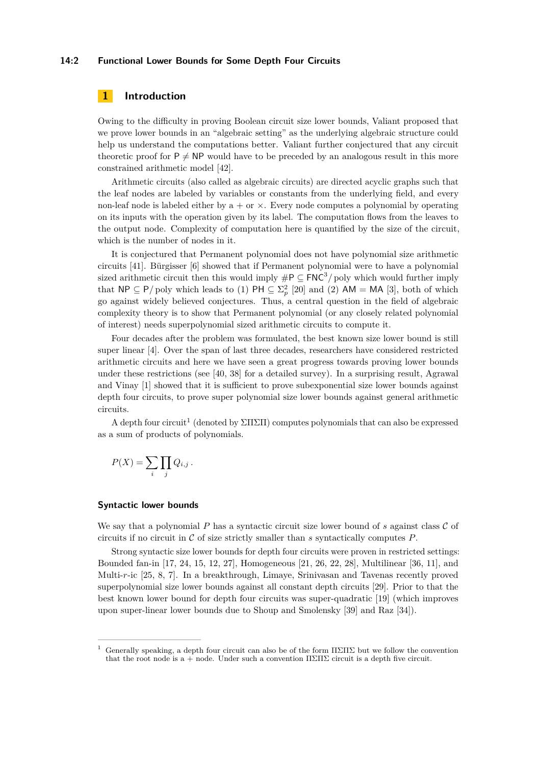# 1 Introduction

Owing to the difficulty in proving Boolean circuit size lower bounds, Valiant proposed that we prove lower bounds in an "algebraic setting" as the underlying algebraic structure could help us understand the computations better. Valiant further conjectured that any circuit theoretic proof for $\mathsf{P} \neq \mathsf{NP}$ would have to be preceded by an analogous result in this more constrained arithmetic model [42].

Arithmetic circuits (also called as algebraic circuits) are directed acyclic graphs such that the leaf nodes are labeled by variables or constants from the underlying field, and every non-leaf node is labeled either by a $+$ or $\times$. Every node computes a polynomial by operating on its inputs with the operation given by its label. The computation flows from the leaves to the output node. Complexity of computation here is quantified by the size of the circuit, which is the number of nodes in it.

It is conjectured that Permanent polynomial does not have polynomial size arithmetic circuits [41]. Bürgisser [6] showed that if Permanent polynomial were to have a polynomial sized arithmetic circuit then this would imply $\#\mathsf{P} \subseteq \mathsf{FNC}^3/\mathrm{poly}$ which would further imply that $\mathsf{NP} \subseteq \mathsf{P}/\mathrm{poly}$ which leads to (1) $\mathsf{PH} \subseteq \Sigma_p^2$ [20] and (2) $\mathsf{AM} = \mathsf{MA}$ [3], both of which go against widely believed conjectures. Thus, a central question in the field of algebraic complexity theory is to show that Permanent polynomial (or any closely related polynomial of interest) needs superpolynomial sized arithmetic circuits to compute it.

Four decades after the problem was formulated, the best known size lower bound is still super linear [4]. Over the span of last three decades, researchers have considered restricted arithmetic circuits and here we have seen a great progress towards proving lower bounds under these restrictions (see [40, 38] for a detailed survey). In a surprising result, Agrawal and Vinay [1] showed that it is sufficient to prove subexponential size lower bounds against depth four circuits, to prove super polynomial size lower bounds against general arithmetic circuits.

A depth four circuit[1] (denoted by $\Sigma\Pi\Sigma\Pi$) computes polynomials that can also be expressed as a sum of products of polynomials.

$$P(X) = \sum_i \prod_j Q_{i,j}\,.$$

### Syntactic lower bounds

We say that a polynomial $P$ has a syntactic circuit size lower bound of $s$ against class $\mathcal{C}$ of circuits if no circuit in $\mathcal{C}$ of size strictly smaller than $s$ syntactically computes $P$.

Strong syntactic size lower bounds for depth four circuits were proven in restricted settings: Bounded fan-in [17, 24, 15, 12, 27], Homogeneous [21, 26, 22, 28], Multilinear [36, 11], and Multi-$r$-ic [25, 8, 7]. In a breakthrough, Limaye, Srinivasan and Tavenas recently proved superpolynomial size lower bounds against all constant depth circuits [29]. Prior to that the best known lower bound for depth four circuits was super-quadratic [19] (which improves upon super-linear lower bounds due to Shoup and Smolensky [39] and Raz [34]).

[1] Generally speaking, a depth four circuit can also be of the form $\Pi\Sigma\Pi\Sigma$ but we follow the convention that the root node is a $+$ node. Under such a convention $\Pi\Sigma\Pi\Sigma$ circuit is a depth five circuit.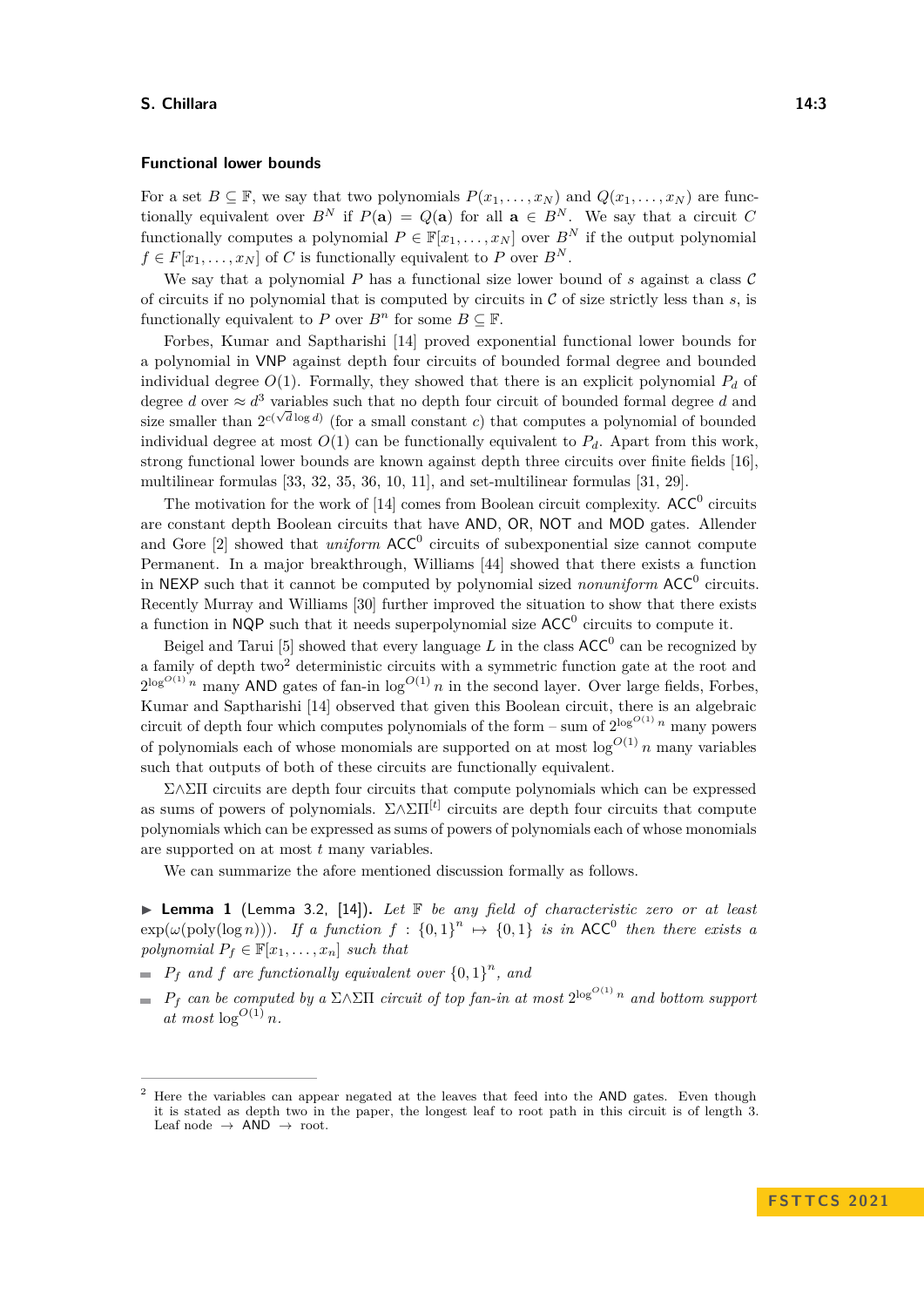### Functional lower bounds

For a set $B \subseteq \mathbb{F}$, we say that two polynomials $P(x_1, \ldots, x_N)$ and $Q(x_1, \ldots, x_N)$ are functionally equivalent over $B^N$ if $P(\mathbf{a}) = Q(\mathbf{a})$ for all $\mathbf{a} \in B^N$. We say that a circuit $C$ functionally computes a polynomial $P \in \mathbb{F}[x_1, \ldots, x_N]$ over $B^N$ if the output polynomial $f \in F[x_1, \ldots, x_N]$ of $C$ is functionally equivalent to $P$ over $B^N$.

We say that a polynomial $P$ has a functional size lower bound of $s$ against a class $\mathcal{C}$ of circuits if no polynomial that is computed by circuits in $\mathcal{C}$ of size strictly less than $s$, is functionally equivalent to $P$ over $B^n$ for some $B \subseteq \mathbb{F}$.

Forbes, Kumar and Saptharishi [14] proved exponential functional lower bounds for a polynomial in VNP against depth four circuits of bounded formal degree and bounded individual degree $O(1)$. Formally, they showed that there is an explicit polynomial $P_d$ of degree $d$ over $\approx d^3$ variables such that no depth four circuit of bounded formal degree $d$ and size smaller than $2^{c(\sqrt{d}\log d)}$ (for a small constant $c$) that computes a polynomial of bounded individual degree at most $O(1)$ can be functionally equivalent to $P_d$. Apart from this work, strong functional lower bounds are known against depth three circuits over finite fields [16], multilinear formulas [33, 32, 35, 36, 10, 11], and set-multilinear formulas [31, 29].

The motivation for the work of [14] comes from Boolean circuit complexity. $\mathsf{ACC}^0$ circuits are constant depth Boolean circuits that have AND, OR, NOT and MOD gates. Allender and Gore [2] showed that *uniform* $\mathsf{ACC}^0$ circuits of subexponential size cannot compute Permanent. In a major breakthrough, Williams [44] showed that there exists a function in NEXP such that it cannot be computed by polynomial sized *nonuniform* $\mathsf{ACC}^0$ circuits. Recently Murray and Williams [30] further improved the situation to show that there exists a function in NQP such that it needs superpolynomial size $\mathsf{ACC}^0$ circuits to compute it.

Beigel and Tarui [5] showed that every language $L$ in the class $\mathsf{ACC}^0$ can be recognized by a family of depth two[2] deterministic circuits with a symmetric function gate at the root and $2^{\log^{O(1)} n}$ many AND gates of fan-in $\log^{O(1)} n$ in the second layer. Over large fields, Forbes, Kumar and Saptharishi [14] observed that given this Boolean circuit, there is an algebraic circuit of depth four which computes polynomials of the form – sum of $2^{\log^{O(1)} n}$ many powers of polynomials each of whose monomials are supported on at most $\log^{O(1)} n$ many variables such that outputs of both of these circuits are functionally equivalent.

$\Sigma\wedge\Sigma\Pi$ circuits are depth four circuits that compute polynomials which can be expressed as sums of powers of polynomials. $\Sigma\wedge\Sigma\Pi^{[t]}$ circuits are depth four circuits that compute polynomials which can be expressed as sums of powers of polynomials each of whose monomials are supported on at most $t$ many variables.

We can summarize the afore mentioned discussion formally as follows.

▶ **Lemma 1** (Lemma 3.2, [14]). *Let $\mathbb{F}$ be any field of characteristic zero or at least $\exp(\omega(\mathrm{poly}(\log n)))$. If a function $f : \{0,1\}^n \mapsto \{0,1\}$ is in $\mathsf{ACC}^0$ then there exists a polynomial $P_f \in \mathbb{F}[x_1, \ldots, x_n]$ such that*

- *$P_f$ and $f$ are functionally equivalent over $\{0,1\}^n$, and*
- *$P_f$ can be computed by a $\Sigma\wedge\Sigma\Pi$ circuit of top fan-in at most $2^{\log^{O(1)} n}$ and bottom support at most $\log^{O(1)} n$.*

---

[2] Here the variables can appear negated at the leaves that feed into the AND gates. Even though it is stated as depth two in the paper, the longest leaf to root path in this circuit is of length 3. Leaf node → AND → root.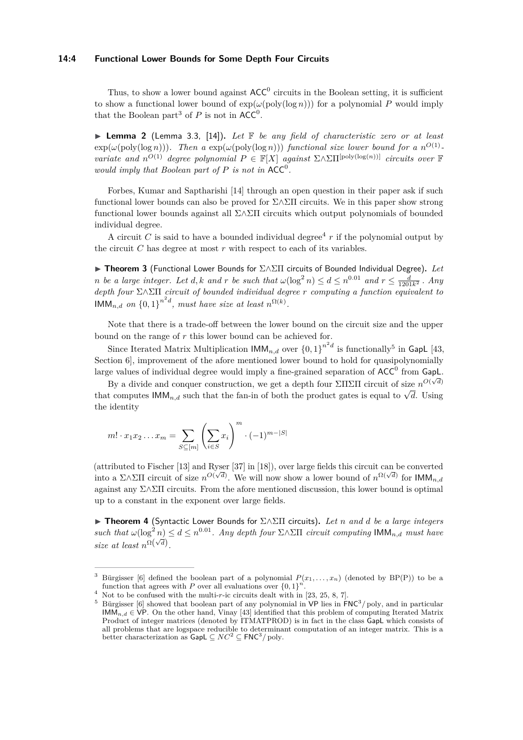Thus, to show a lower bound against $\mathsf{ACC}^0$ circuits in the Boolean setting, it is sufficient to show a functional lower bound of $\exp(\omega(\text{poly}(\log n)))$ for a polynomial $P$ would imply that the Boolean part[3] of $P$ is not in $\mathsf{ACC}^0$.

▶ **Lemma 2** (Lemma 3.3, [14]). *Let $\mathbb{F}$ be any field of characteristic zero or at least $\exp(\omega(\text{poly}(\log n)))$. Then a $\exp(\omega(\text{poly}(\log n)))$ functional size lower bound for a $n^{O(1)}$-variate and $n^{O(1)}$ degree polynomial $P \in \mathbb{F}[X]$ against $\Sigma\wedge\Sigma\Pi^{[\text{poly}(\log(n))]}$ circuits over $\mathbb{F}$ would imply that Boolean part of $P$ is not in $\mathsf{ACC}^0$.*

Forbes, Kumar and Saptharishi [14] through an open question in their paper ask if such functional lower bounds can also be proved for $\Sigma\wedge\Sigma\Pi$ circuits. We in this paper show strong functional lower bounds against all $\Sigma\wedge\Sigma\Pi$ circuits which output polynomials of bounded individual degree.

A circuit $C$ is said to have a bounded individual degree[4] $r$ if the polynomial output by the circuit $C$ has degree at most $r$ with respect to each of its variables.

▶ **Theorem 3** (Functional Lower Bounds for $\Sigma\wedge\Sigma\Pi$ circuits of Bounded Individual Degree). *Let $n$ be a large integer. Let $d, k$ and $r$ be such that $\omega(\log^2 n) \leq d \leq n^{0.01}$ and $r \leq \frac{d}{1201k^2}$. Any depth four $\Sigma\wedge\Sigma\Pi$ circuit of bounded individual degree $r$ computing a function equivalent to $\mathsf{IMM}_{n,d}$ on $\{0,1\}^{n^2 d}$, must have size at least $n^{\Omega(k)}$.*

Note that there is a trade-off between the lower bound on the circuit size and the upper bound on the range of $r$ this lower bound can be achieved for.

Since Iterated Matrix Multiplication $\mathsf{IMM}_{n,d}$ over $\{0,1\}^{n^2 d}$ is functionally[5] in $\mathsf{GapL}$ [43, Section 6], improvement of the afore mentioned lower bound to hold for quasipolynomially large values of individual degree would imply a fine-grained separation of $\mathsf{ACC}^0$ from $\mathsf{GapL}$.

By a divide and conquer construction, we get a depth four $\Sigma\Pi\Sigma\Pi$ circuit of size $n^{O(\sqrt{d})}$ that computes $\mathsf{IMM}_{n,d}$ such that the fan-in of both the product gates is equal to $\sqrt{d}$. Using the identity

$$m! \cdot x_1 x_2 \ldots x_m = \sum_{S \subseteq [m]} \left( \sum_{i \in S} x_i \right)^m \cdot (-1)^{m-|S|}$$

(attributed to Fischer [13] and Ryser [37] in [18]), over large fields this circuit can be converted into a $\Sigma\wedge\Sigma\Pi$ circuit of size $n^{O(\sqrt{d})}$. We will now show a lower bound of $n^{\Omega(\sqrt{d})}$ for $\mathsf{IMM}_{n,d}$ against any $\Sigma\wedge\Sigma\Pi$ circuits. From the afore mentioned discussion, this lower bound is optimal up to a constant in the exponent over large fields.

▶ **Theorem 4** (Syntactic Lower Bounds for $\Sigma\wedge\Sigma\Pi$ circuits). *Let $n$ and $d$ be a large integers such that $\omega(\log^2 n) \leq d \leq n^{0.01}$. Any depth four $\Sigma\wedge\Sigma\Pi$ circuit computing $\mathsf{IMM}_{n,d}$ must have size at least $n^{\Omega(\sqrt{d})}$.*

---

[3] Bürgisser [6] defined the boolean part of a polynomial $P(x_1, \ldots, x_n)$ (denoted by BP(P)) to be a function that agrees with $P$ over all evaluations over $\{0,1\}^n$.

[4] Not to be confused with the multi-$r$-ic circuits dealt with in [23, 25, 8, 7].

[5] Bürgisser [6] showed that boolean part of any polynomial in $\mathsf{VP}$ lies in $\mathsf{FNC}^3/\text{poly}$, and in particular $\mathsf{IMM}_{n,d} \in \mathsf{VP}$. On the other hand, Vinay [43] identified that this problem of computing Iterated Matrix Product of integer matrices (denoted by ITMATPROD) is in fact in the class $\mathsf{GapL}$ which consists of all problems that are logspace reducible to determinant computation of an integer matrix. This is a better characterization as $\mathsf{GapL} \subseteq NC^2 \subseteq \mathsf{FNC}^3/\text{poly}$.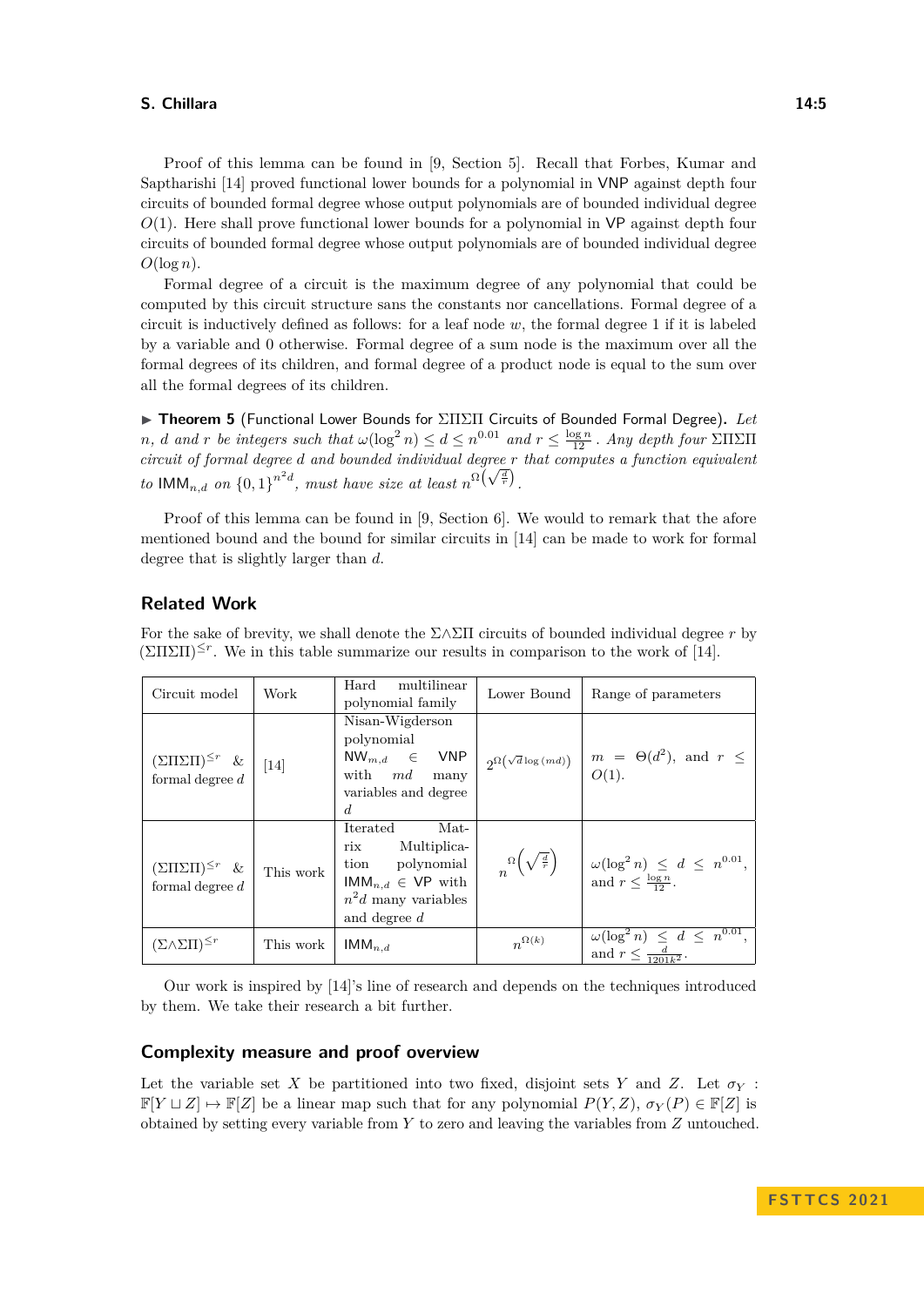Proof of this lemma can be found in [9, Section 5]. Recall that Forbes, Kumar and Saptharishi [14] proved functional lower bounds for a polynomial in VNP against depth four circuits of bounded formal degree whose output polynomials are of bounded individual degree $O(1)$. Here shall prove functional lower bounds for a polynomial in VP against depth four circuits of bounded formal degree whose output polynomials are of bounded individual degree $O(\log n)$.

Formal degree of a circuit is the maximum degree of any polynomial that could be computed by this circuit structure sans the constants nor cancellations. Formal degree of a circuit is inductively defined as follows: for a leaf node $w$, the formal degree 1 if it is labeled by a variable and 0 otherwise. Formal degree of a sum node is the maximum over all the formal degrees of its children, and formal degree of a product node is equal to the sum over all the formal degrees of its children.

▶ **Theorem 5** (Functional Lower Bounds for ΣΠΣΠ Circuits of Bounded Formal Degree). *Let $n$, $d$ and $r$ be integers such that $\omega(\log^2 n) \leq d \leq n^{0.01}$ and $r \leq \frac{\log n}{12}$. Any depth four ΣΠΣΠ circuit of formal degree $d$ and bounded individual degree $r$ that computes a function equivalent to $\mathsf{IMM}_{n,d}$ on $\{0,1\}^{n^2 d}$, must have size at least $n^{\Omega\left(\sqrt{\frac{d}{r}}\right)}$.*

Proof of this lemma can be found in [9, Section 6]. We would to remark that the afore mentioned bound and the bound for similar circuits in [14] can be made to work for formal degree that is slightly larger than $d$.

## Related Work

For the sake of brevity, we shall denote the $\Sigma\wedge\Sigma\Pi$ circuits of bounded individual degree $r$ by $(\Sigma\Pi\Sigma\Pi)^{\leq r}$. We in this table summarize our results in comparison to the work of [14].

| Circuit model | Work | Hard multilinear polynomial family | Lower Bound | Range of parameters |
|---|---|---|---|---|
| $(\Sigma\Pi\Sigma\Pi)^{\leq r}$ & formal degree $d$ | [14] | Nisan-Wigderson polynomial $\mathsf{NW}_{m,d} \in \mathsf{VNP}$ with $md$ many variables and degree $d$ | $2^{\Omega\left(\sqrt{d}\log(md)\right)}$ | $m = \Theta(d^2)$, and $r \leq O(1)$. |
| $(\Sigma\Pi\Sigma\Pi)^{\leq r}$ & formal degree $d$ | This work | Iterated Matrix Multiplication polynomial $\mathsf{IMM}_{n,d} \in \mathsf{VP}$ with $n^2 d$ many variables and degree $d$ | $n^{\Omega\left(\sqrt{\frac{d}{r}}\right)}$ | $\omega(\log^2 n) \leq d \leq n^{0.01}$, and $r \leq \frac{\log n}{12}$. |
| $(\Sigma\wedge\Sigma\Pi)^{\leq r}$ | This work | $\mathsf{IMM}_{n,d}$ | $n^{\Omega(k)}$ | $\omega(\log^2 n) \leq d \leq n^{0.01}$, and $r \leq \frac{d}{1201k^2}$. |

Our work is inspired by [14]'s line of research and depends on the techniques introduced by them. We take their research a bit further.

## Complexity measure and proof overview

Let the variable set $X$ be partitioned into two fixed, disjoint sets $Y$ and $Z$. Let $\sigma_Y : \mathbb{F}[Y \sqcup Z] \mapsto \mathbb{F}[Z]$ be a linear map such that for any polynomial $P(Y,Z)$, $\sigma_Y(P) \in \mathbb{F}[Z]$ is obtained by setting every variable from $Y$ to zero and leaving the variables from $Z$ untouched.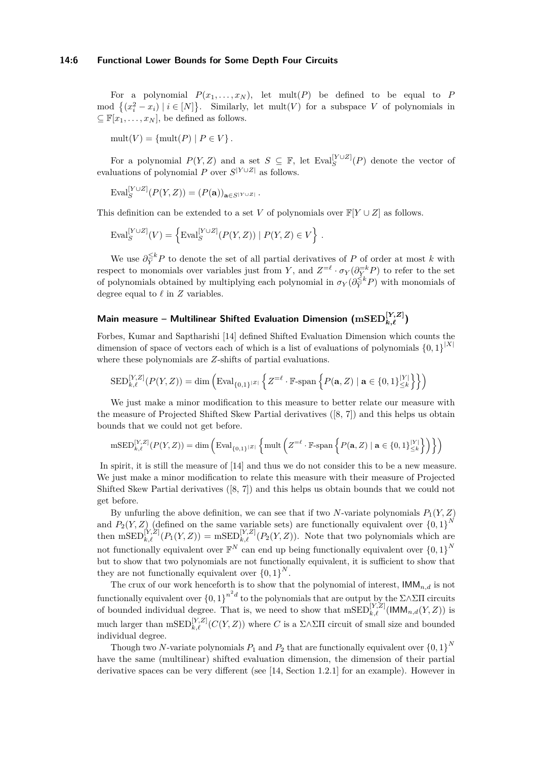For a polynomial $P(x_1, \ldots, x_N)$, let $\text{mult}(P)$ be defined to be equal to $P$ mod $\{(x_i^2 - x_i) \mid i \in [N]\}$. Similarly, let $\text{mult}(V)$ for a subspace $V$ of polynomials in $\subseteq \mathbb{F}[x_1, \ldots, x_N]$, be defined as follows.

$$\text{mult}(V) = \{\text{mult}(P) \mid P \in V\}.$$

For a polynomial $P(Y, Z)$ and a set $S \subseteq \mathbb{F}$, let $\text{Eval}_S^{[Y \cup Z]}(P)$ denote the vector of evaluations of polynomial $P$ over $S^{|Y \cup Z|}$ as follows.

$$\text{Eval}_S^{[Y \cup Z]}(P(Y, Z)) = (P(\mathbf{a}))_{\mathbf{a} \in S^{|Y \cup Z|}}.$$

This definition can be extended to a set $V$ of polynomials over $\mathbb{F}[Y \cup Z]$ as follows.

$$\text{Eval}_S^{[Y \cup Z]}(V) = \left\{ \text{Eval}_S^{[Y \cup Z]}(P(Y, Z)) \mid P(Y, Z) \in V \right\}.$$

We use $\partial_Y^{\leq k} P$ to denote the set of all partial derivatives of $P$ of order at most $k$ with respect to monomials over variables just from $Y$, and $Z^{=\ell} \cdot \sigma_Y(\partial_Y^{=k} P)$ to refer to the set of polynomials obtained by multiplying each polynomial in $\sigma_Y(\partial_Y^{\leq k} P)$ with monomials of degree equal to $\ell$ in $Z$ variables.

### Main measure – Multilinear Shifted Evaluation Dimension ($\mathrm{mSED}_{k,\ell}^{[Y,Z]}$)

Forbes, Kumar and Saptharishi [14] defined Shifted Evaluation Dimension which counts the dimension of space of vectors each of which is a list of evaluations of polynomials $\{0,1\}^{|X|}$ where these polynomials are $Z$-shifts of partial evaluations.

$$\text{SED}_{k,\ell}^{[Y,Z]}(P(Y, Z)) = \dim \left( \text{Eval}_{\{0,1\}^{|Z|}} \left\{ Z^{=\ell} \cdot \mathbb{F}\text{-span} \left\{ P(\mathbf{a}, Z) \mid \mathbf{a} \in \{0,1\}^{|Y|}_{\leq k} \right\} \right\} \right)$$

We just make a minor modification to this measure to better relate our measure with the measure of Projected Shifted Skew Partial derivatives ([8, 7]) and this helps us obtain bounds that we could not get before.

$$\text{mSED}_{k,\ell}^{[Y,Z]}(P(Y, Z)) = \dim \left( \text{Eval}_{\{0,1\}^{|Z|}} \left\{ \text{mult} \left( Z^{=\ell} \cdot \mathbb{F}\text{-span} \left\{ P(\mathbf{a}, Z) \mid \mathbf{a} \in \{0,1\}^{|Y|}_{\leq k} \right\} \right) \right\} \right)$$

In spirit, it is still the measure of [14] and thus we do not consider this to be a new measure. We just make a minor modification to relate this measure with their measure of Projected Shifted Skew Partial derivatives ([8, 7]) and this helps us obtain bounds that we could not get before.

By unfurling the above definition, we can see that if two $N$-variate polynomials $P_1(Y, Z)$ and $P_2(Y, Z)$ (defined on the same variable sets) are functionally equivalent over $\{0,1\}^N$ then $\text{mSED}_{k,\ell}^{[Y,Z]}(P_1(Y, Z)) = \text{mSED}_{k,\ell}^{[Y,Z]}(P_2(Y, Z))$. Note that two polynomials which are not functionally equivalent over $\mathbb{F}^N$ can end up being functionally equivalent over $\{0,1\}^N$ but to show that two polynomials are not functionally equivalent, it is sufficient to show that they are not functionally equivalent over $\{0,1\}^N$.

The crux of our work henceforth is to show that the polynomial of interest, $\mathsf{IMM}_{n,d}$ is not functionally equivalent over $\{0,1\}^{n^2 d}$ to the polynomials that are output by the $\Sigma\wedge\Sigma\Pi$ circuits of bounded individual degree. That is, we need to show that $\text{mSED}_{k,\ell}^{[Y,Z]}(\mathsf{IMM}_{n,d}(Y, Z))$ is much larger than $\text{mSED}_{k,\ell}^{[Y,Z]}(C(Y, Z))$ where $C$ is a $\Sigma\wedge\Sigma\Pi$ circuit of small size and bounded individual degree.

Though two $N$-variate polynomials $P_1$ and $P_2$ that are functionally equivalent over $\{0,1\}^N$ have the same (multilinear) shifted evaluation dimension, the dimension of their partial derivative spaces can be very different (see [14, Section 1.2.1] for an example). However in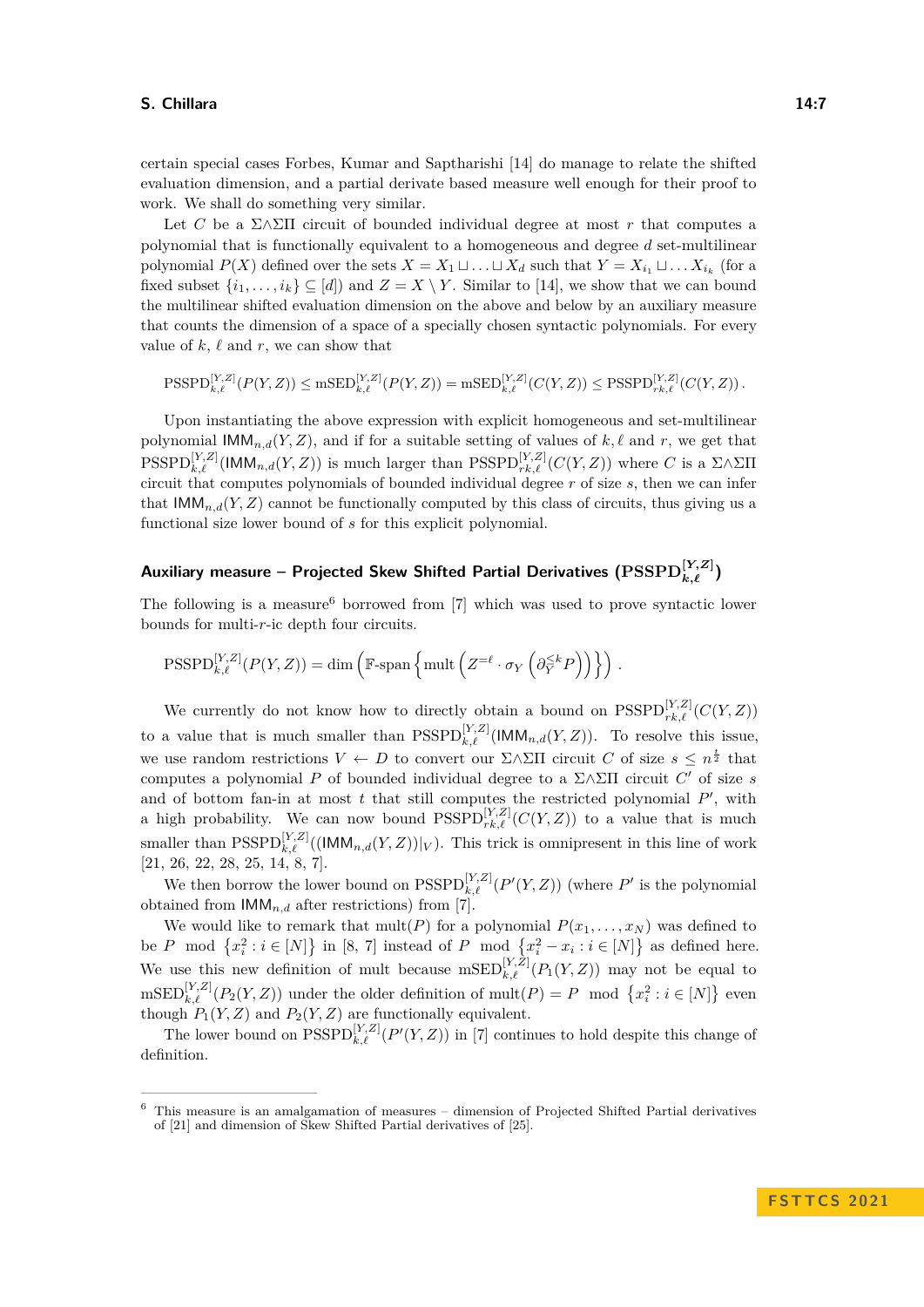certain special cases Forbes, Kumar and Saptharishi [14] do manage to relate the shifted evaluation dimension, and a partial derivate based measure well enough for their proof to work. We shall do something very similar.

Let $C$ be a $\Sigma\wedge\Sigma\Pi$ circuit of bounded individual degree at most $r$ that computes a polynomial that is functionally equivalent to a homogeneous and degree $d$ set-multilinear polynomial $P(X)$ defined over the sets $X = X_1 \sqcup \ldots \sqcup X_d$ such that $Y = X_{i_1} \sqcup \ldots X_{i_k}$ (for a fixed subset $\{i_1, \ldots, i_k\} \subseteq [d]$) and $Z = X \setminus Y$. Similar to [14], we show that we can bound the multilinear shifted evaluation dimension on the above and below by an auxiliary measure that counts the dimension of a space of a specially chosen syntactic polynomials. For every value of $k$, $\ell$ and $r$, we can show that

$$\mathrm{PSSPD}_{k,\ell}^{[Y,Z]}(P(Y,Z)) \leq \mathrm{mSED}_{k,\ell}^{[Y,Z]}(P(Y,Z)) = \mathrm{mSED}_{k,\ell}^{[Y,Z]}(C(Y,Z)) \leq \mathrm{PSSPD}_{rk,\ell}^{[Y,Z]}(C(Y,Z)).$$

Upon instantiating the above expression with explicit homogeneous and set-multilinear polynomial $\mathsf{IMM}_{n,d}(Y,Z)$, and if for a suitable setting of values of $k, \ell$ and $r$, we get that $\mathrm{PSSPD}_{k,\ell}^{[Y,Z]}(\mathsf{IMM}_{n,d}(Y,Z))$ is much larger than $\mathrm{PSSPD}_{rk,\ell}^{[Y,Z]}(C(Y,Z))$ where $C$ is a $\Sigma\wedge\Sigma\Pi$ circuit that computes polynomials of bounded individual degree $r$ of size $s$, then we can infer that $\mathsf{IMM}_{n,d}(Y,Z)$ cannot be functionally computed by this class of circuits, thus giving us a functional size lower bound of $s$ for this explicit polynomial.

## Auxiliary measure – Projected Skew Shifted Partial Derivatives ($\mathrm{PSSPD}_{k,\ell}^{[Y,Z]}$)

The following is a measure[6] borrowed from [7] which was used to prove syntactic lower bounds for multi-$r$-ic depth four circuits.

$$\mathrm{PSSPD}_{k,\ell}^{[Y,Z]}(P(Y,Z)) = \dim\left(\mathbb{F}\text{-span}\left\{\mathrm{mult}\left(Z^{=\ell} \cdot \sigma_Y\left(\partial_Y^{\leq k} P\right)\right)\right\}\right).$$

We currently do not know how to directly obtain a bound on $\mathrm{PSSPD}_{rk,\ell}^{[Y,Z]}(C(Y,Z))$ to a value that is much smaller than $\mathrm{PSSPD}_{k,\ell}^{[Y,Z]}(\mathsf{IMM}_{n,d}(Y,Z))$. To resolve this issue, we use random restrictions $V \leftarrow D$ to convert our $\Sigma\wedge\Sigma\Pi$ circuit $C$ of size $s \leq n^{\frac{t}{2}}$ that computes a polynomial $P$ of bounded individual degree to a $\Sigma\wedge\Sigma\Pi$ circuit $C'$ of size $s$ and of bottom fan-in at most $t$ that still computes the restricted polynomial $P'$, with a high probability. We can now bound $\mathrm{PSSPD}_{rk,\ell}^{[Y,Z]}(C(Y,Z))$ to a value that is much smaller than $\mathrm{PSSPD}_{k,\ell}^{[Y,Z]}((\mathsf{IMM}_{n,d}(Y,Z))|_V)$. This trick is omnipresent in this line of work [21, 26, 22, 28, 25, 14, 8, 7].

We then borrow the lower bound on $\mathrm{PSSPD}_{k,\ell}^{[Y,Z]}(P'(Y,Z))$ (where $P'$ is the polynomial obtained from $\mathsf{IMM}_{n,d}$ after restrictions) from [7].

We would like to remark that $\mathrm{mult}(P)$ for a polynomial $P(x_1, \ldots, x_N)$ was defined to be $P \mod \{x_i^2 : i \in [N]\}$ in [8, 7] instead of $P \mod \{x_i^2 - x_i : i \in [N]\}$ as defined here. We use this new definition of mult because $\mathrm{mSED}_{k,\ell}^{[Y,Z]}(P_1(Y,Z))$ may not be equal to $\mathrm{mSED}_{k,\ell}^{[Y,Z]}(P_2(Y,Z))$ under the older definition of $\mathrm{mult}(P) = P \mod \{x_i^2 : i \in [N]\}$ even though $P_1(Y,Z)$ and $P_2(Y,Z)$ are functionally equivalent.

The lower bound on $\mathrm{PSSPD}_{k,\ell}^{[Y,Z]}(P'(Y,Z))$ in [7] continues to hold despite this change of definition.

---

[6] This measure is an amalgamation of measures – dimension of Projected Shifted Partial derivatives of [21] and dimension of Skew Shifted Partial derivatives of [25].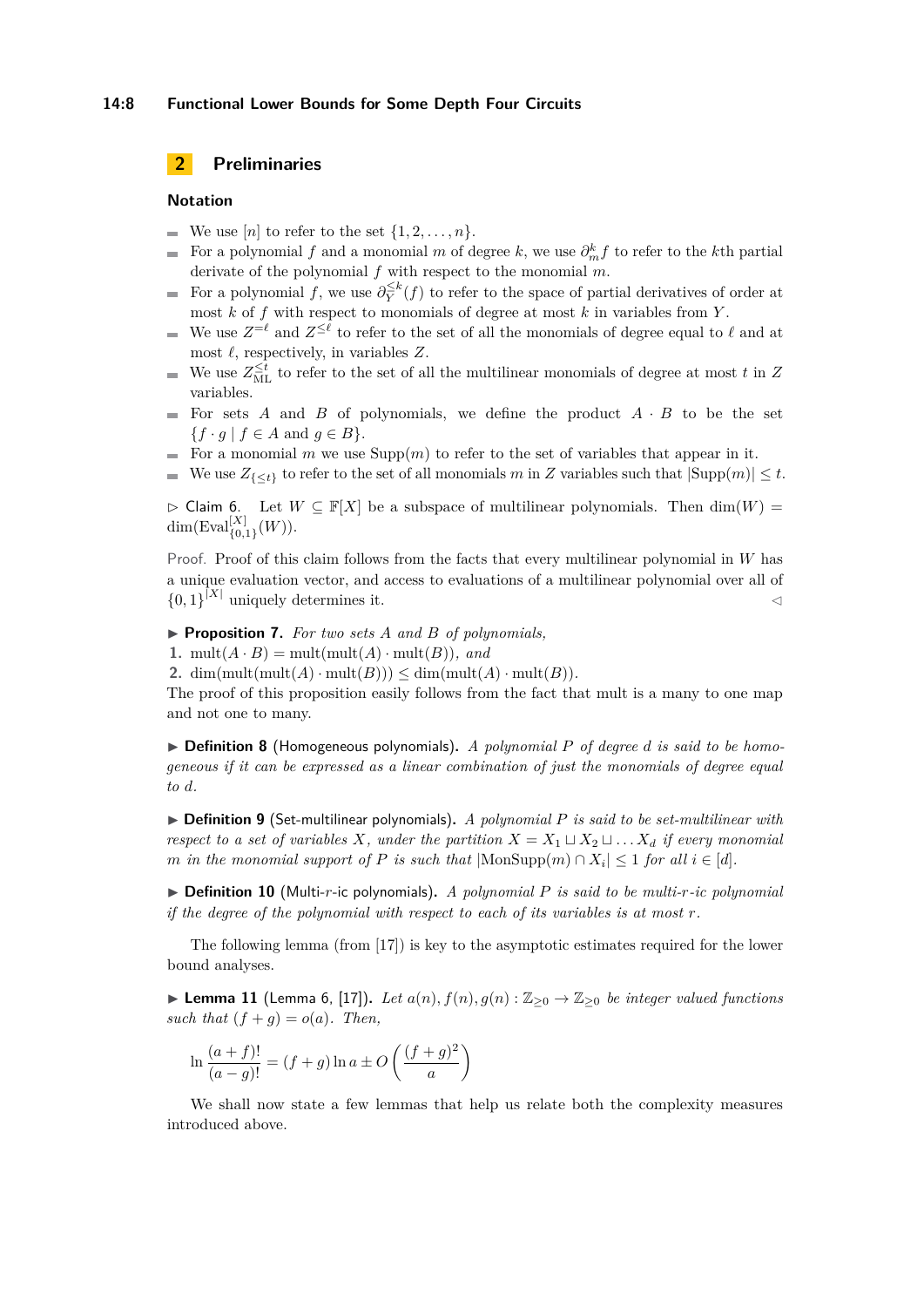## 2 Preliminaries

### Notation

- We use $[n]$ to refer to the set $\{1, 2, \ldots, n\}$.
- For a polynomial $f$ and a monomial $m$ of degree $k$, we use $\partial_m^k f$ to refer to the $k$th partial derivate of the polynomial $f$ with respect to the monomial $m$.
- For a polynomial $f$, we use $\partial_Y^{\leq k}(f)$ to refer to the space of partial derivatives of order at most $k$ of $f$ with respect to monomials of degree at most $k$ in variables from $Y$.
- We use $Z^{=\ell}$ and $Z^{\leq \ell}$ to refer to the set of all the monomials of degree equal to $\ell$ and at most $\ell$, respectively, in variables $Z$.
- We use $Z_{\mathrm{ML}}^{\leq t}$ to refer to the set of all the multilinear monomials of degree at most $t$ in $Z$ variables.
- For sets $A$ and $B$ of polynomials, we define the product $A \cdot B$ to be the set $\{f \cdot g \mid f \in A \text{ and } g \in B\}$.
- For a monomial $m$ we use $\mathrm{Supp}(m)$ to refer to the set of variables that appear in it.
- We use $Z_{\{\leq t\}}$ to refer to the set of all monomials $m$ in $Z$ variables such that $|\mathrm{Supp}(m)| \leq t$.

▷ Claim 6. Let $W \subseteq \mathbb{F}[X]$ be a subspace of multilinear polynomials. Then $\dim(W) = \dim(\mathrm{Eval}_{\{0,1\}}^{[X]}(W))$.

Proof. Proof of this claim follows from the facts that every multilinear polynomial in $W$ has a unique evaluation vector, and access to evaluations of a multilinear polynomial over all of $\{0,1\}^{|X|}$ uniquely determines it. ◁

▶ **Proposition 7.** *For two sets $A$ and $B$ of polynomials,*

1. $\mathrm{mult}(A \cdot B) = \mathrm{mult}(\mathrm{mult}(A) \cdot \mathrm{mult}(B))$*, and*
2. $\dim(\mathrm{mult}(\mathrm{mult}(A) \cdot \mathrm{mult}(B))) \leq \dim(\mathrm{mult}(A) \cdot \mathrm{mult}(B))$.

The proof of this proposition easily follows from the fact that mult is a many to one map and not one to many.

▶ **Definition 8** (Homogeneous polynomials). *A polynomial $P$ of degree $d$ is said to be homogeneous if it can be expressed as a linear combination of just the monomials of degree equal to $d$.*

▶ **Definition 9** (Set-multilinear polynomials). *A polynomial $P$ is said to be set-multilinear with respect to a set of variables $X$, under the partition $X = X_1 \sqcup X_2 \sqcup \ldots X_d$ if every monomial $m$ in the monomial support of $P$ is such that $|\mathrm{MonSupp}(m) \cap X_i| \leq 1$ for all $i \in [d]$.*

▶ **Definition 10** (Multi-$r$-ic polynomials). *A polynomial $P$ is said to be multi-$r$-ic polynomial if the degree of the polynomial with respect to each of its variables is at most $r$.*

The following lemma (from [17]) is key to the asymptotic estimates required for the lower bound analyses.

▶ **Lemma 11** (Lemma 6, [17]). *Let $a(n), f(n), g(n) : \mathbb{Z}_{\geq 0} \to \mathbb{Z}_{\geq 0}$ be integer valued functions such that $(f+g) = o(a)$. Then,*

$$\ln \frac{(a+f)!}{(a-g)!} = (f+g)\ln a \pm O\left(\frac{(f+g)^2}{a}\right)$$

We shall now state a few lemmas that help us relate both the complexity measures introduced above.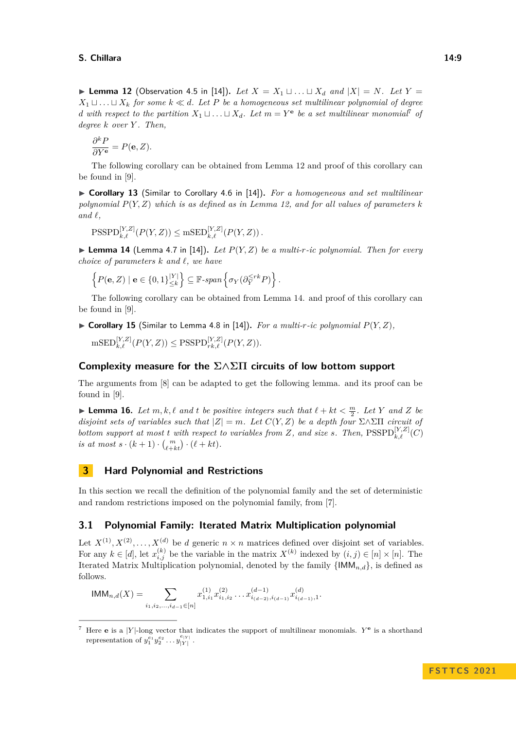▶ **Lemma 12** (Observation 4.5 in [14]). *Let $X = X_1 \sqcup \ldots \sqcup X_d$ and $|X| = N$. Let $Y = X_1 \sqcup \ldots \sqcup X_k$ for some $k \ll d$. Let $P$ be a homogeneous set multilinear polynomial of degree $d$ with respect to the partition $X_1 \sqcup \ldots \sqcup X_d$. Let $m = Y^{\mathbf{e}}$ be a set multilinear monomial*[7] *of degree $k$ over $Y$. Then,*

$$\frac{\partial^k P}{\partial Y^{\mathbf{e}}} = P(\mathbf{e}, Z).$$

The following corollary can be obtained from Lemma 12 and proof of this corollary can be found in [9].

▶ **Corollary 13** (Similar to Corollary 4.6 in [14]). *For a homogeneous and set multilinear polynomial $P(Y, Z)$ which is as defined as in Lemma 12, and for all values of parameters $k$ and $\ell$,*

$$\mathrm{PSSPD}_{k,\ell}^{[Y,Z]}(P(Y,Z)) \leq \mathrm{mSED}_{k,\ell}^{[Y,Z]}(P(Y,Z)).$$

▶ **Lemma 14** (Lemma 4.7 in [14]). *Let $P(Y, Z)$ be a multi-$r$-ic polynomial. Then for every choice of parameters $k$ and $\ell$, we have*

$$\left\{P(\mathbf{e}, Z) \mid \mathbf{e} \in \{0,1\}^{|Y|}_{\leq k}\right\} \subseteq \mathbb{F}\text{-span}\left\{\sigma_Y(\partial_Y^{\leq rk} P)\right\}.$$

The following corollary can be obtained from Lemma 14. and proof of this corollary can be found in [9].

▶ **Corollary 15** (Similar to Lemma 4.8 in [14]). *For a multi-$r$-ic polynomial $P(Y, Z)$,*

$$\mathrm{mSED}_{k,\ell}^{[Y,Z]}(P(Y,Z)) \leq \mathrm{PSSPD}_{rk,\ell}^{[Y,Z]}(P(Y,Z)).$$

### Complexity measure for the $\Sigma\wedge\Sigma\Pi$ circuits of low bottom support

The arguments from [8] can be adapted to get the following lemma. and its proof can be found in [9].

▶ **Lemma 16.** *Let $m, k, \ell$ and $t$ be positive integers such that $\ell + kt < \frac{m}{2}$. Let $Y$ and $Z$ be disjoint sets of variables such that $|Z| = m$. Let $C(Y, Z)$ be a depth four $\Sigma\wedge\Sigma\Pi$ circuit of bottom support at most $t$ with respect to variables from $Z$, and size $s$. Then, $\mathrm{PSSPD}_{k,\ell}^{[Y,Z]}(C)$ is at most $s \cdot (k+1) \cdot \binom{m}{\ell+kt} \cdot (\ell + kt)$.*

## 3 Hard Polynomial and Restrictions

In this section we recall the definition of the polynomial family and the set of deterministic and random restrictions imposed on the polynomial family, from [7].

### 3.1 Polynomial Family: Iterated Matrix Multiplication polynomial

Let $X^{(1)}, X^{(2)}, \ldots, X^{(d)}$ be $d$ generic $n \times n$ matrices defined over disjoint set of variables. For any $k \in [d]$, let $x_{i,j}^{(k)}$ be the variable in the matrix $X^{(k)}$ indexed by $(i,j) \in [n] \times [n]$. The Iterated Matrix Multiplication polynomial, denoted by the family $\{\mathsf{IMM}_{n,d}\}$, is defined as follows.

$$\mathsf{IMM}_{n,d}(X) = \sum_{i_1, i_2, \ldots, i_{d-1} \in [n]} x_{1,i_1}^{(1)} x_{i_1,i_2}^{(2)} \ldots x_{i_{(d-2)},i_{(d-1)}}^{(d-1)} x_{i_{(d-1)},1}^{(d)}.$$

---

[7] Here $\mathbf{e}$ is a $|Y|$-long vector that indicates the support of multilinear monomials. $Y^{\mathbf{e}}$ is a shorthand representation of $y_1^{e_1} y_2^{e_2} \ldots y_{|Y|}^{e_{|Y|}}$.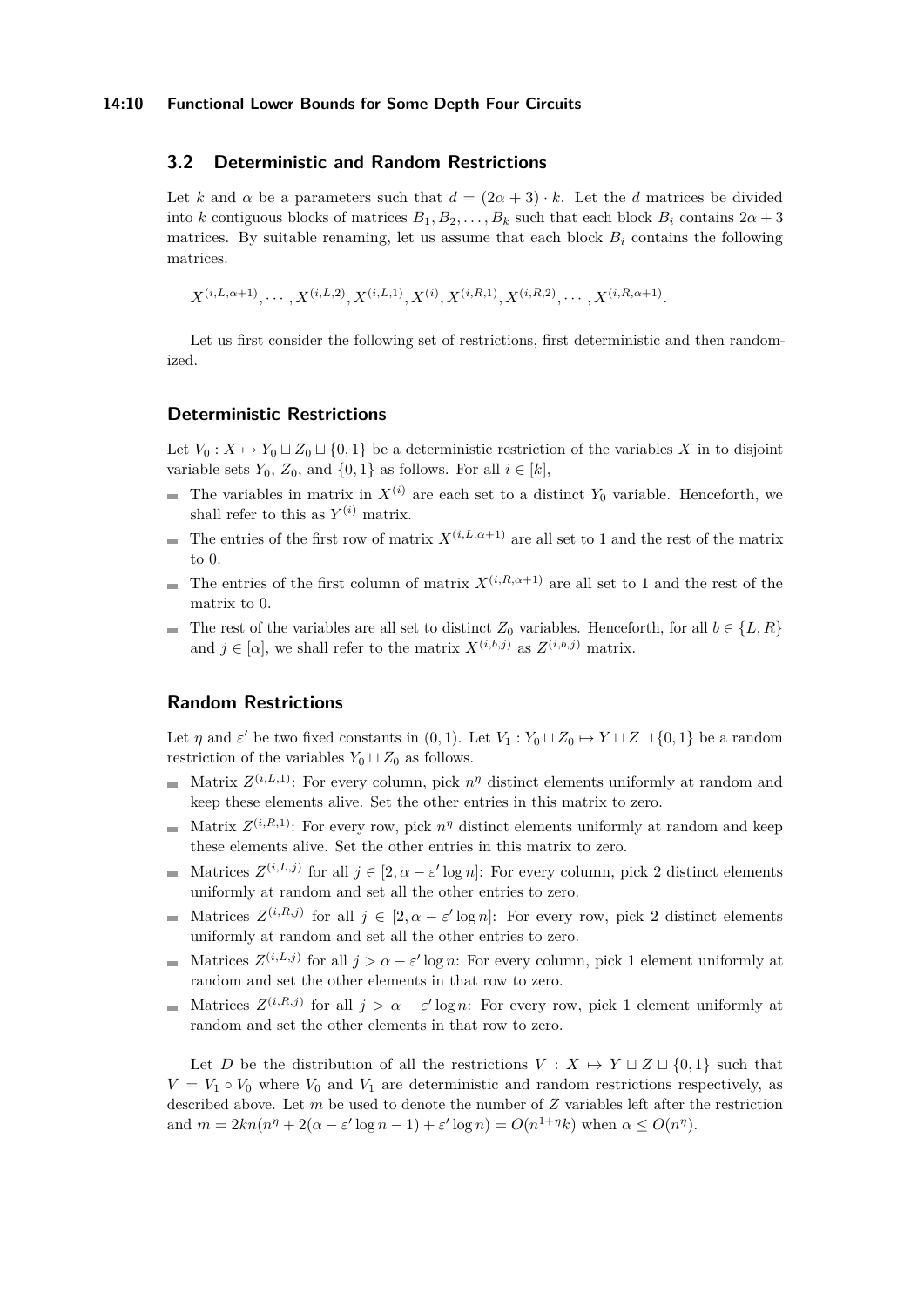## 3.2 Deterministic and Random Restrictions

Let $k$ and $\alpha$ be a parameters such that $d = (2\alpha + 3) \cdot k$. Let the $d$ matrices be divided into $k$ contiguous blocks of matrices $B_1, B_2, \ldots, B_k$ such that each block $B_i$ contains $2\alpha + 3$ matrices. By suitable renaming, let us assume that each block $B_i$ contains the following matrices.

$$X^{(i,L,\alpha+1)}, \cdots, X^{(i,L,2)}, X^{(i,L,1)}, X^{(i)}, X^{(i,R,1)}, X^{(i,R,2)}, \cdots, X^{(i,R,\alpha+1)}.$$

Let us first consider the following set of restrictions, first deterministic and then randomized.

### Deterministic Restrictions

Let $V_0 : X \mapsto Y_0 \sqcup Z_0 \sqcup \{0, 1\}$ be a deterministic restriction of the variables $X$ in to disjoint variable sets $Y_0$, $Z_0$, and $\{0, 1\}$ as follows. For all $i \in [k]$,

- The variables in matrix in $X^{(i)}$ are each set to a distinct $Y_0$ variable. Henceforth, we shall refer to this as $Y^{(i)}$ matrix.
- The entries of the first row of matrix $X^{(i,L,\alpha+1)}$ are all set to 1 and the rest of the matrix to 0.
- The entries of the first column of matrix $X^{(i,R,\alpha+1)}$ are all set to 1 and the rest of the matrix to 0.
- The rest of the variables are all set to distinct $Z_0$ variables. Henceforth, for all $b \in \{L, R\}$ and $j \in [\alpha]$, we shall refer to the matrix $X^{(i,b,j)}$ as $Z^{(i,b,j)}$ matrix.

### Random Restrictions

Let $\eta$ and $\varepsilon'$ be two fixed constants in $(0, 1)$. Let $V_1 : Y_0 \sqcup Z_0 \mapsto Y \sqcup Z \sqcup \{0, 1\}$ be a random restriction of the variables $Y_0 \sqcup Z_0$ as follows.

- Matrix $Z^{(i,L,1)}$: For every column, pick $n^\eta$ distinct elements uniformly at random and keep these elements alive. Set the other entries in this matrix to zero.
- Matrix $Z^{(i,R,1)}$: For every row, pick $n^\eta$ distinct elements uniformly at random and keep these elements alive. Set the other entries in this matrix to zero.
- Matrices $Z^{(i,L,j)}$ for all $j \in [2, \alpha - \varepsilon' \log n]$: For every column, pick 2 distinct elements uniformly at random and set all the other entries to zero.
- Matrices $Z^{(i,R,j)}$ for all $j \in [2, \alpha - \varepsilon' \log n]$: For every row, pick 2 distinct elements uniformly at random and set all the other entries to zero.
- Matrices $Z^{(i,L,j)}$ for all $j > \alpha - \varepsilon' \log n$: For every column, pick 1 element uniformly at random and set the other elements in that row to zero.
- Matrices $Z^{(i,R,j)}$ for all $j > \alpha - \varepsilon' \log n$: For every row, pick 1 element uniformly at random and set the other elements in that row to zero.

Let $D$ be the distribution of all the restrictions $V : X \mapsto Y \sqcup Z \sqcup \{0, 1\}$ such that $V = V_1 \circ V_0$ where $V_0$ and $V_1$ are deterministic and random restrictions respectively, as described above. Let $m$ be used to denote the number of $Z$ variables left after the restriction and $m = 2kn(n^\eta + 2(\alpha - \varepsilon' \log n - 1) + \varepsilon' \log n) = O(n^{1+\eta}k)$ when $\alpha \leq O(n^\eta)$.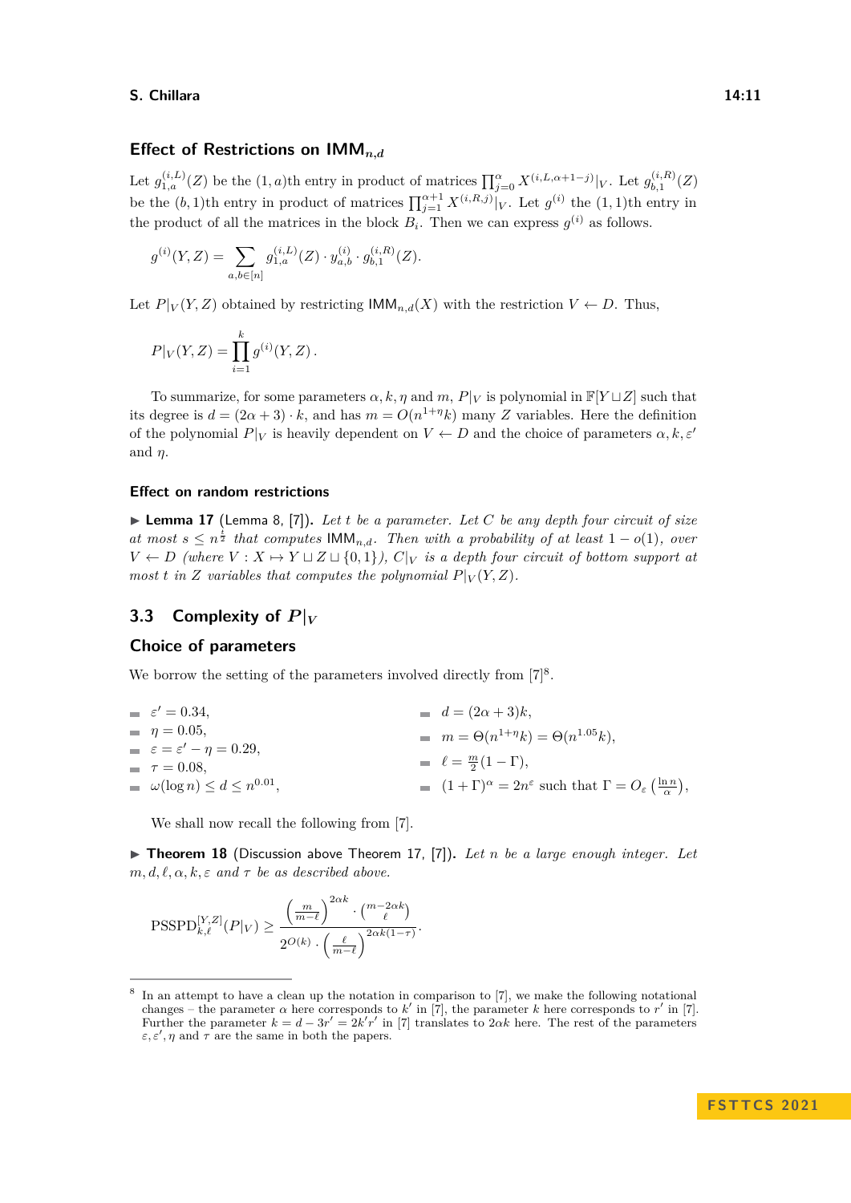### Effect of Restrictions on $\mathsf{IMM}_{n,d}$

Let $g^{(i,L)}_{1,a}(Z)$ be the $(1,a)$th entry in product of matrices $\prod_{j=0}^{\alpha} X^{(i,L,\alpha+1-j)}|_V$. Let $g^{(i,R)}_{b,1}(Z)$ be the $(b,1)$th entry in product of matrices $\prod_{j=1}^{\alpha+1} X^{(i,R,j)}|_V$. Let $g^{(i)}$ the $(1,1)$th entry in the product of all the matrices in the block $B_i$. Then we can express $g^{(i)}$ as follows.

$$g^{(i)}(Y,Z) = \sum_{a,b\in[n]} g^{(i,L)}_{1,a}(Z) \cdot y^{(i)}_{a,b} \cdot g^{(i,R)}_{b,1}(Z).$$

Let $P|_V(Y,Z)$ obtained by restricting $\mathsf{IMM}_{n,d}(X)$ with the restriction $V \leftarrow D$. Thus,

$$P|_V(Y,Z) = \prod_{i=1}^{k} g^{(i)}(Y,Z)\,.$$

To summarize, for some parameters $\alpha, k, \eta$ and $m$, $P|_V$ is polynomial in $\mathbb{F}[Y \sqcup Z]$ such that its degree is $d = (2\alpha+3)\cdot k$, and has $m = O(n^{1+\eta}k)$ many $Z$ variables. Here the definition of the polynomial $P|_V$ is heavily dependent on $V \leftarrow D$ and the choice of parameters $\alpha, k, \varepsilon'$ and $\eta$.

#### Effect on random restrictions

▶ **Lemma 17** (Lemma 8, [7]). *Let $t$ be a parameter. Let $C$ be any depth four circuit of size at most $s \leq n^{\frac{t}{2}}$ that computes $\mathsf{IMM}_{n,d}$. Then with a probability of at least $1 - o(1)$, over $V \leftarrow D$ (where $V : X \mapsto Y \sqcup Z \sqcup \{0,1\}$), $C|_V$ is a depth four circuit of bottom support at most $t$ in $Z$ variables that computes the polynomial $P|_V(Y,Z)$.*

## 3.3 Complexity of $P|_V$

### Choice of parameters

We borrow the setting of the parameters involved directly from [7][8].

- $\varepsilon' = 0.34$,
- $\eta = 0.05$,
- $\varepsilon = \varepsilon' - \eta = 0.29$,
- $\tau = 0.08$,
- $\omega(\log n) \leq d \leq n^{0.01}$,
- $d = (2\alpha+3)k$,
- $m = \Theta(n^{1+\eta}k) = \Theta(n^{1.05}k)$,
- $\ell = \frac{m}{2}(1-\Gamma)$,
- $(1+\Gamma)^{\alpha} = 2n^{\varepsilon}$ such that $\Gamma = O_{\varepsilon}\left(\frac{\ln n}{\alpha}\right)$,

We shall now recall the following from [7].

▶ **Theorem 18** (Discussion above Theorem 17, [7]). *Let $n$ be a large enough integer. Let $m, d, \ell, \alpha, k, \varepsilon$ and $\tau$ be as described above.*

$$\mathrm{PSSPD}^{[Y,Z]}_{k,\ell}(P|_V) \geq \frac{\left(\frac{m}{m-\ell}\right)^{2\alpha k} \cdot \binom{m-2\alpha k}{\ell}}{2^{O(k)} \cdot \left(\frac{\ell}{m-\ell}\right)^{2\alpha k(1-\tau)}}.$$

[8] In an attempt to have a clean up the notation in comparison to [7], we make the following notational changes – the parameter $\alpha$ here corresponds to $k'$ in [7], the parameter $k$ here corresponds to $r'$ in [7]. Further the parameter $k = d - 3r' = 2k'r'$ in [7] translates to $2\alpha k$ here. The rest of the parameters $\varepsilon, \varepsilon', \eta$ and $\tau$ are the same in both the papers.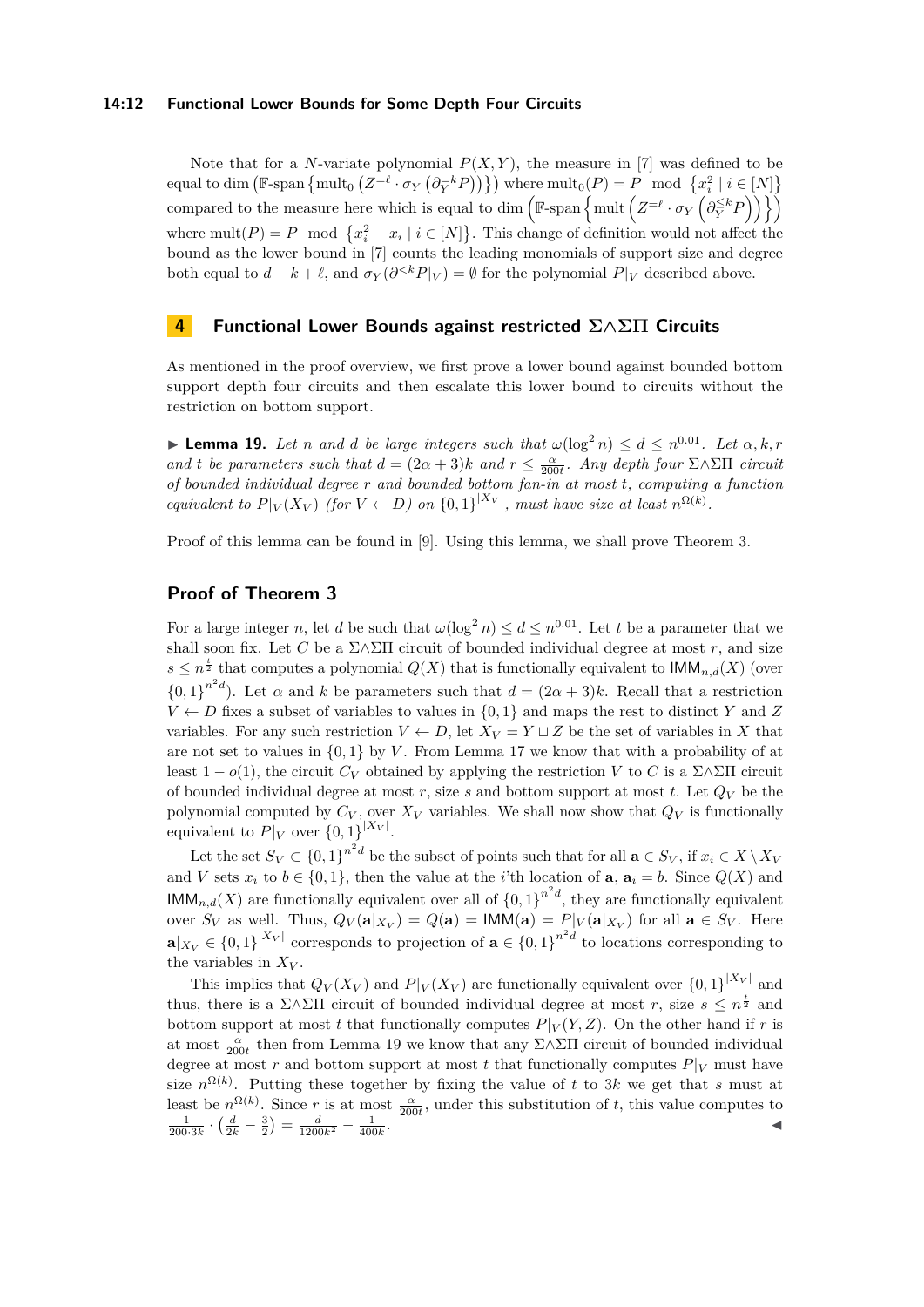Note that for a $N$-variate polynomial $P(X,Y)$, the measure in [7] was defined to be equal to $\dim\left(\mathbb{F}\text{-span}\left\{\text{mult}_0\left(Z^{=\ell}\cdot\sigma_Y\left(\partial_Y^{=k}P\right)\right)\right\}\right)$ where $\text{mult}_0(P) = P \mod \left\{x_i^2 \mid i\in[N]\right\}$ compared to the measure here which is equal to $\dim\left(\mathbb{F}\text{-span}\left\{\text{mult}\left(Z^{=\ell}\cdot\sigma_Y\left(\partial_Y^{\leq k}P\right)\right)\right\}\right)$ where $\text{mult}(P) = P \mod \left\{x_i^2 - x_i \mid i\in[N]\right\}$. This change of definition would not affect the bound as the lower bound in [7] counts the leading monomials of support size and degree both equal to $d-k+\ell$, and $\sigma_Y(\partial^{<k}P|_V) = \emptyset$ for the polynomial $P|_V$ described above.

# 4 Functional Lower Bounds against restricted $\Sigma\wedge\Sigma\Pi$ Circuits

As mentioned in the proof overview, we first prove a lower bound against bounded bottom support depth four circuits and then escalate this lower bound to circuits without the restriction on bottom support.

▶ **Lemma 19.** *Let $n$ and $d$ be large integers such that $\omega(\log^2 n)\leq d\leq n^{0.01}$. Let $\alpha,k,r$ and $t$ be parameters such that $d=(2\alpha+3)k$ and $r\leq\frac{\alpha}{200t}$. Any depth four $\Sigma\wedge\Sigma\Pi$ circuit of bounded individual degree $r$ and bounded bottom fan-in at most $t$, computing a function equivalent to $P|_V(X_V)$ (for $V\leftarrow D$) on $\{0,1\}^{|X_V|}$, must have size at least $n^{\Omega(k)}$.*

Proof of this lemma can be found in [9]. Using this lemma, we shall prove Theorem 3.

## Proof of Theorem 3

For a large integer $n$, let $d$ be such that $\omega(\log^2 n)\leq d\leq n^{0.01}$. Let $t$ be a parameter that we shall soon fix. Let $C$ be a $\Sigma\wedge\Sigma\Pi$ circuit of bounded individual degree at most $r$, and size $s\leq n^{\frac{t}{2}}$ that computes a polynomial $Q(X)$ that is functionally equivalent to $\mathsf{IMM}_{n,d}(X)$ (over $\{0,1\}^{n^2 d}$). Let $\alpha$ and $k$ be parameters such that $d=(2\alpha+3)k$. Recall that a restriction $V\leftarrow D$ fixes a subset of variables to values in $\{0,1\}$ and maps the rest to distinct $Y$ and $Z$ variables. For any such restriction $V\leftarrow D$, let $X_V = Y\sqcup Z$ be the set of variables in $X$ that are not set to values in $\{0,1\}$ by $V$. From Lemma 17 we know that with a probability of at least $1-o(1)$, the circuit $C_V$ obtained by applying the restriction $V$ to $C$ is a $\Sigma\wedge\Sigma\Pi$ circuit of bounded individual degree at most $r$, size $s$ and bottom support at most $t$. Let $Q_V$ be the polynomial computed by $C_V$, over $X_V$ variables. We shall now show that $Q_V$ is functionally equivalent to $P|_V$ over $\{0,1\}^{|X_V|}$.

Let the set $S_V\subset\{0,1\}^{n^2 d}$ be the subset of points such that for all $\mathbf{a}\in S_V$, if $x_i\in X\setminus X_V$ and $V$ sets $x_i$ to $b\in\{0,1\}$, then the value at the $i$'th location of $\mathbf{a}$, $\mathbf{a}_i = b$. Since $Q(X)$ and $\mathsf{IMM}_{n,d}(X)$ are functionally equivalent over all of $\{0,1\}^{n^2 d}$, they are functionally equivalent over $S_V$ as well. Thus, $Q_V(\mathbf{a}|_{X_V}) = Q(\mathbf{a}) = \mathsf{IMM}(\mathbf{a}) = P|_V(\mathbf{a}|_{X_V})$ for all $\mathbf{a}\in S_V$. Here $\mathbf{a}|_{X_V}\in\{0,1\}^{|X_V|}$ corresponds to projection of $\mathbf{a}\in\{0,1\}^{n^2 d}$ to locations corresponding to the variables in $X_V$.

This implies that $Q_V(X_V)$ and $P|_V(X_V)$ are functionally equivalent over $\{0,1\}^{|X_V|}$ and thus, there is a $\Sigma\wedge\Sigma\Pi$ circuit of bounded individual degree at most $r$, size $s\leq n^{\frac{t}{2}}$ and bottom support at most $t$ that functionally computes $P|_V(Y,Z)$. On the other hand if $r$ is at most $\frac{\alpha}{200t}$ then from Lemma 19 we know that any $\Sigma\wedge\Sigma\Pi$ circuit of bounded individual degree at most $r$ and bottom support at most $t$ that functionally computes $P|_V$ must have size $n^{\Omega(k)}$. Putting these together by fixing the value of $t$ to $3k$ we get that $s$ must at least be $n^{\Omega(k)}$. Since $r$ is at most $\frac{\alpha}{200t}$, under this substitution of $t$, this value computes to $\frac{1}{200\cdot 3k}\cdot\left(\frac{d}{2k}-\frac{3}{2}\right) = \frac{d}{1200k^2}-\frac{1}{400k}$. ◀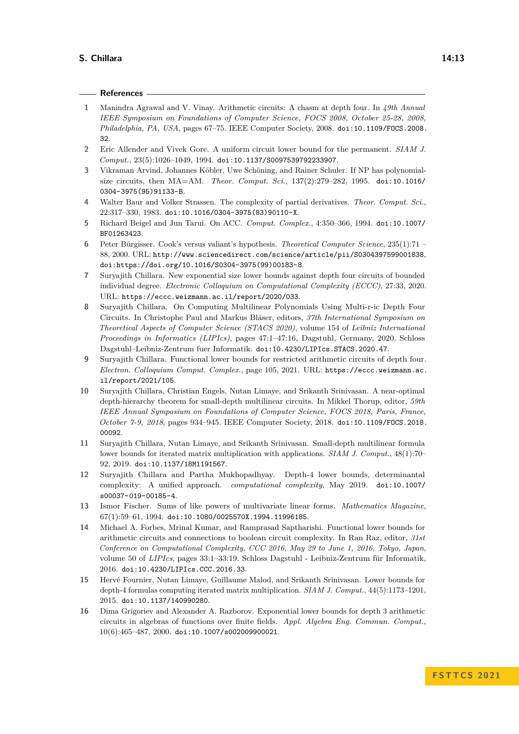## References

1. Manindra Agrawal and V. Vinay. Arithmetic circuits: A chasm at depth four. In *49th Annual IEEE Symposium on Foundations of Computer Science, FOCS 2008, October 25-28, 2008, Philadelphia, PA, USA*, pages 67–75. IEEE Computer Society, 2008. doi:10.1109/FOCS.2008.32.
2. Eric Allender and Vivek Gore. A uniform circuit lower bound for the permanent. *SIAM J. Comput.*, 23(5):1026–1049, 1994. doi:10.1137/S0097539792233907.
3. Vikraman Arvind, Johannes Köbler, Uwe Schöning, and Rainer Schuler. If NP has polynomial-size circuits, then MA=AM. *Theor. Comput. Sci.*, 137(2):279–282, 1995. doi:10.1016/0304-3975(95)91133-B.
4. Walter Baur and Volker Strassen. The complexity of partial derivatives. *Theor. Comput. Sci.*, 22:317–330, 1983. doi:10.1016/0304-3975(83)90110-X.
5. Richard Beigel and Jun Tarui. On ACC. *Comput. Complex.*, 4:350–366, 1994. doi:10.1007/BF01263423.
6. Peter Bürgisser. Cook's versus valiant's hypothesis. *Theoretical Computer Science*, 235(1):71 – 88, 2000. URL: http://www.sciencedirect.com/science/article/pii/S0304397599001838, doi:https://doi.org/10.1016/S0304-3975(99)00183-8.
7. Suryajith Chillara. New exponential size lower bounds against depth four circuits of bounded individual degree. *Electronic Colloquium on Computational Complexity (ECCC)*, 27:33, 2020. URL: https://eccc.weizmann.ac.il/report/2020/033.
8. Suryajith Chillara. On Computing Multilinear Polynomials Using Multi-r-ic Depth Four Circuits. In Christophe Paul and Markus Bläser, editors, *37th International Symposium on Theoretical Aspects of Computer Science (STACS 2020)*, volume 154 of *Leibniz International Proceedings in Informatics (LIPIcs)*, pages 47:1–47:16, Dagstuhl, Germany, 2020. Schloss Dagstuhl–Leibniz-Zentrum fuer Informatik. doi:10.4230/LIPIcs.STACS.2020.47.
9. Suryajith Chillara. Functional lower bounds for restricted arithmetic circuits of depth four. *Electron. Colloquium Comput. Complex.*, page 105, 2021. URL: https://eccc.weizmann.ac.il/report/2021/105.
10. Suryajith Chillara, Christian Engels, Nutan Limaye, and Srikanth Srinivasan. A near-optimal depth-hierarchy theorem for small-depth multilinear circuits. In Mikkel Thorup, editor, *59th IEEE Annual Symposium on Foundations of Computer Science, FOCS 2018, Paris, France, October 7-9, 2018*, pages 934–945. IEEE Computer Society, 2018. doi:10.1109/FOCS.2018.00092.
11. Suryajith Chillara, Nutan Limaye, and Srikanth Srinivasan. Small-depth multilinear formula lower bounds for iterated matrix multiplication with applications. *SIAM J. Comput.*, 48(1):70–92, 2019. doi:10.1137/18M1191567.
12. Suryajith Chillara and Partha Mukhopadhyay. Depth-4 lower bounds, determinantal complexity: A unified approach. *computational complexity*, May 2019. doi:10.1007/s00037-019-00185-4.
13. Ismor Fischer. Sums of like powers of multivariate linear forms. *Mathematics Magazine*, 67(1):59–61, 1994. doi:10.1080/0025570X.1994.11996185.
14. Michael A. Forbes, Mrinal Kumar, and Ramprasad Saptharishi. Functional lower bounds for arithmetic circuits and connections to boolean circuit complexity. In Ran Raz, editor, *31st Conference on Computational Complexity, CCC 2016, May 29 to June 1, 2016, Tokyo, Japan*, volume 50 of *LIPIcs*, pages 33:1–33:19. Schloss Dagstuhl - Leibniz-Zentrum für Informatik, 2016. doi:10.4230/LIPIcs.CCC.2016.33.
15. Hervé Fournier, Nutan Limaye, Guillaume Malod, and Srikanth Srinivasan. Lower bounds for depth-4 formulas computing iterated matrix multiplication. *SIAM J. Comput.*, 44(5):1173–1201, 2015. doi:10.1137/140990280.
16. Dima Grigoriev and Alexander A. Razborov. Exponential lower bounds for depth 3 arithmetic circuits in algebras of functions over finite fields. *Appl. Algebra Eng. Commun. Comput.*, 10(6):465–487, 2000. doi:10.1007/s002009900021.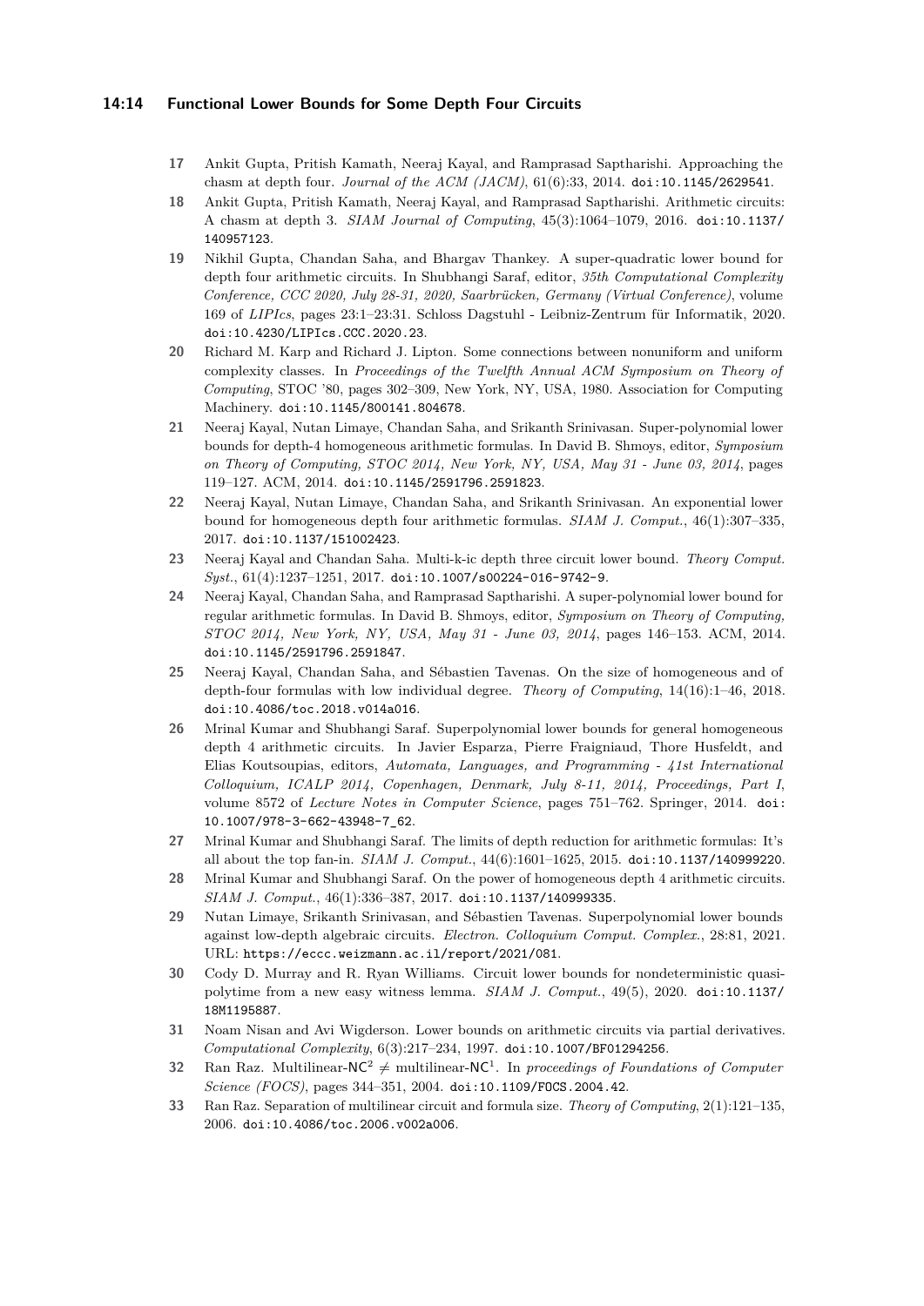17 Ankit Gupta, Pritish Kamath, Neeraj Kayal, and Ramprasad Saptharishi. Approaching the chasm at depth four. *Journal of the ACM (JACM)*, 61(6):33, 2014. doi:10.1145/2629541.

18 Ankit Gupta, Pritish Kamath, Neeraj Kayal, and Ramprasad Saptharishi. Arithmetic circuits: A chasm at depth 3. *SIAM Journal of Computing*, 45(3):1064–1079, 2016. doi:10.1137/140957123.

19 Nikhil Gupta, Chandan Saha, and Bhargav Thankey. A super-quadratic lower bound for depth four arithmetic circuits. In Shubhangi Saraf, editor, *35th Computational Complexity Conference, CCC 2020, July 28-31, 2020, Saarbrücken, Germany (Virtual Conference)*, volume 169 of *LIPIcs*, pages 23:1–23:31. Schloss Dagstuhl - Leibniz-Zentrum für Informatik, 2020. doi:10.4230/LIPIcs.CCC.2020.23.

20 Richard M. Karp and Richard J. Lipton. Some connections between nonuniform and uniform complexity classes. In *Proceedings of the Twelfth Annual ACM Symposium on Theory of Computing*, STOC '80, pages 302–309, New York, NY, USA, 1980. Association for Computing Machinery. doi:10.1145/800141.804678.

21 Neeraj Kayal, Nutan Limaye, Chandan Saha, and Srikanth Srinivasan. Super-polynomial lower bounds for depth-4 homogeneous arithmetic formulas. In David B. Shmoys, editor, *Symposium on Theory of Computing, STOC 2014, New York, NY, USA, May 31 - June 03, 2014*, pages 119–127. ACM, 2014. doi:10.1145/2591796.2591823.

22 Neeraj Kayal, Nutan Limaye, Chandan Saha, and Srikanth Srinivasan. An exponential lower bound for homogeneous depth four arithmetic formulas. *SIAM J. Comput.*, 46(1):307–335, 2017. doi:10.1137/151002423.

23 Neeraj Kayal and Chandan Saha. Multi-k-ic depth three circuit lower bound. *Theory Comput. Syst.*, 61(4):1237–1251, 2017. doi:10.1007/s00224-016-9742-9.

24 Neeraj Kayal, Chandan Saha, and Ramprasad Saptharishi. A super-polynomial lower bound for regular arithmetic formulas. In David B. Shmoys, editor, *Symposium on Theory of Computing, STOC 2014, New York, NY, USA, May 31 - June 03, 2014*, pages 146–153. ACM, 2014. doi:10.1145/2591796.2591847.

25 Neeraj Kayal, Chandan Saha, and Sébastien Tavenas. On the size of homogeneous and of depth-four formulas with low individual degree. *Theory of Computing*, 14(16):1–46, 2018. doi:10.4086/toc.2018.v014a016.

26 Mrinal Kumar and Shubhangi Saraf. Superpolynomial lower bounds for general homogeneous depth 4 arithmetic circuits. In Javier Esparza, Pierre Fraigniaud, Thore Husfeldt, and Elias Koutsoupias, editors, *Automata, Languages, and Programming - 41st International Colloquium, ICALP 2014, Copenhagen, Denmark, July 8-11, 2014, Proceedings, Part I*, volume 8572 of *Lecture Notes in Computer Science*, pages 751–762. Springer, 2014. doi:10.1007/978-3-662-43948-7_62.

27 Mrinal Kumar and Shubhangi Saraf. The limits of depth reduction for arithmetic formulas: It's all about the top fan-in. *SIAM J. Comput.*, 44(6):1601–1625, 2015. doi:10.1137/140999220.

28 Mrinal Kumar and Shubhangi Saraf. On the power of homogeneous depth 4 arithmetic circuits. *SIAM J. Comput.*, 46(1):336–387, 2017. doi:10.1137/140999335.

29 Nutan Limaye, Srikanth Srinivasan, and Sébastien Tavenas. Superpolynomial lower bounds against low-depth algebraic circuits. *Electron. Colloquium Comput. Complex.*, 28:81, 2021. URL: https://eccc.weizmann.ac.il/report/2021/081.

30 Cody D. Murray and R. Ryan Williams. Circuit lower bounds for nondeterministic quasi-polytime from a new easy witness lemma. *SIAM J. Comput.*, 49(5), 2020. doi:10.1137/18M1195887.

31 Noam Nisan and Avi Wigderson. Lower bounds on arithmetic circuits via partial derivatives. *Computational Complexity*, 6(3):217–234, 1997. doi:10.1007/BF01294256.

32 Ran Raz. Multilinear-$\mathsf{NC}^2 \neq$ multilinear-$\mathsf{NC}^1$. In *proceedings of Foundations of Computer Science (FOCS)*, pages 344–351, 2004. doi:10.1109/FOCS.2004.42.

33 Ran Raz. Separation of multilinear circuit and formula size. *Theory of Computing*, 2(1):121–135, 2006. doi:10.4086/toc.2006.v002a006.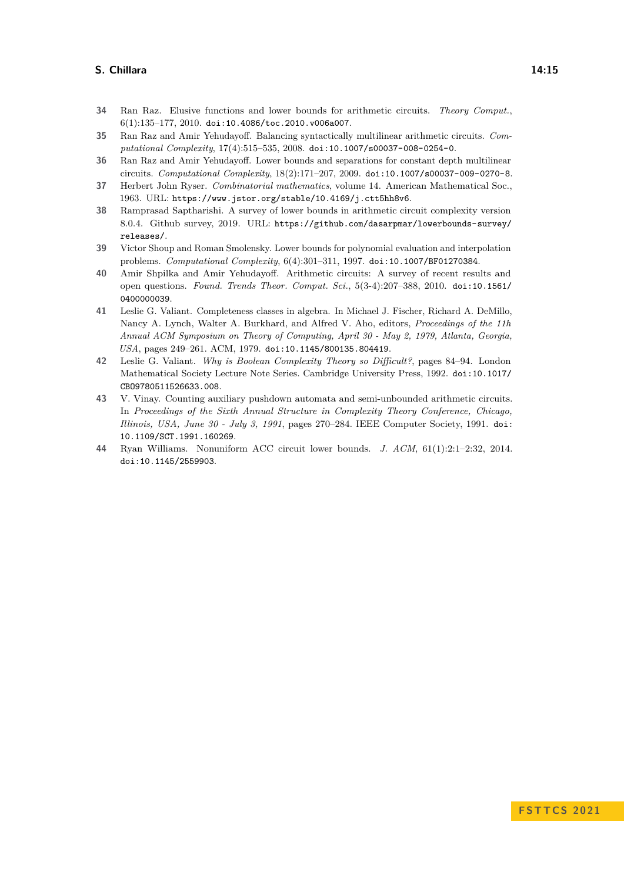34 Ran Raz. Elusive functions and lower bounds for arithmetic circuits. *Theory Comput.*, 6(1):135–177, 2010. doi:10.4086/toc.2010.v006a007.

35 Ran Raz and Amir Yehudayoff. Balancing syntactically multilinear arithmetic circuits. *Computational Complexity*, 17(4):515–535, 2008. doi:10.1007/s00037-008-0254-0.

36 Ran Raz and Amir Yehudayoff. Lower bounds and separations for constant depth multilinear circuits. *Computational Complexity*, 18(2):171–207, 2009. doi:10.1007/s00037-009-0270-8.

37 Herbert John Ryser. *Combinatorial mathematics*, volume 14. American Mathematical Soc., 1963. URL: https://www.jstor.org/stable/10.4169/j.ctt5hh8v6.

38 Ramprasad Saptharishi. A survey of lower bounds in arithmetic circuit complexity version 8.0.4. Github survey, 2019. URL: https://github.com/dasarpmar/lowerbounds-survey/releases/.

39 Victor Shoup and Roman Smolensky. Lower bounds for polynomial evaluation and interpolation problems. *Computational Complexity*, 6(4):301–311, 1997. doi:10.1007/BF01270384.

40 Amir Shpilka and Amir Yehudayoff. Arithmetic circuits: A survey of recent results and open questions. *Found. Trends Theor. Comput. Sci.*, 5(3-4):207–388, 2010. doi:10.1561/0400000039.

41 Leslie G. Valiant. Completeness classes in algebra. In Michael J. Fischer, Richard A. DeMillo, Nancy A. Lynch, Walter A. Burkhard, and Alfred V. Aho, editors, *Proceedings of the 11h Annual ACM Symposium on Theory of Computing, April 30 - May 2, 1979, Atlanta, Georgia, USA*, pages 249–261. ACM, 1979. doi:10.1145/800135.804419.

42 Leslie G. Valiant. *Why is Boolean Complexity Theory so Difficult?*, pages 84–94. London Mathematical Society Lecture Note Series. Cambridge University Press, 1992. doi:10.1017/CBO9780511526633.008.

43 V. Vinay. Counting auxiliary pushdown automata and semi-unbounded arithmetic circuits. In *Proceedings of the Sixth Annual Structure in Complexity Theory Conference, Chicago, Illinois, USA, June 30 - July 3, 1991*, pages 270–284. IEEE Computer Society, 1991. doi:10.1109/SCT.1991.160269.

44 Ryan Williams. Nonuniform ACC circuit lower bounds. *J. ACM*, 61(1):2:1–2:32, 2014. doi:10.1145/2559903.